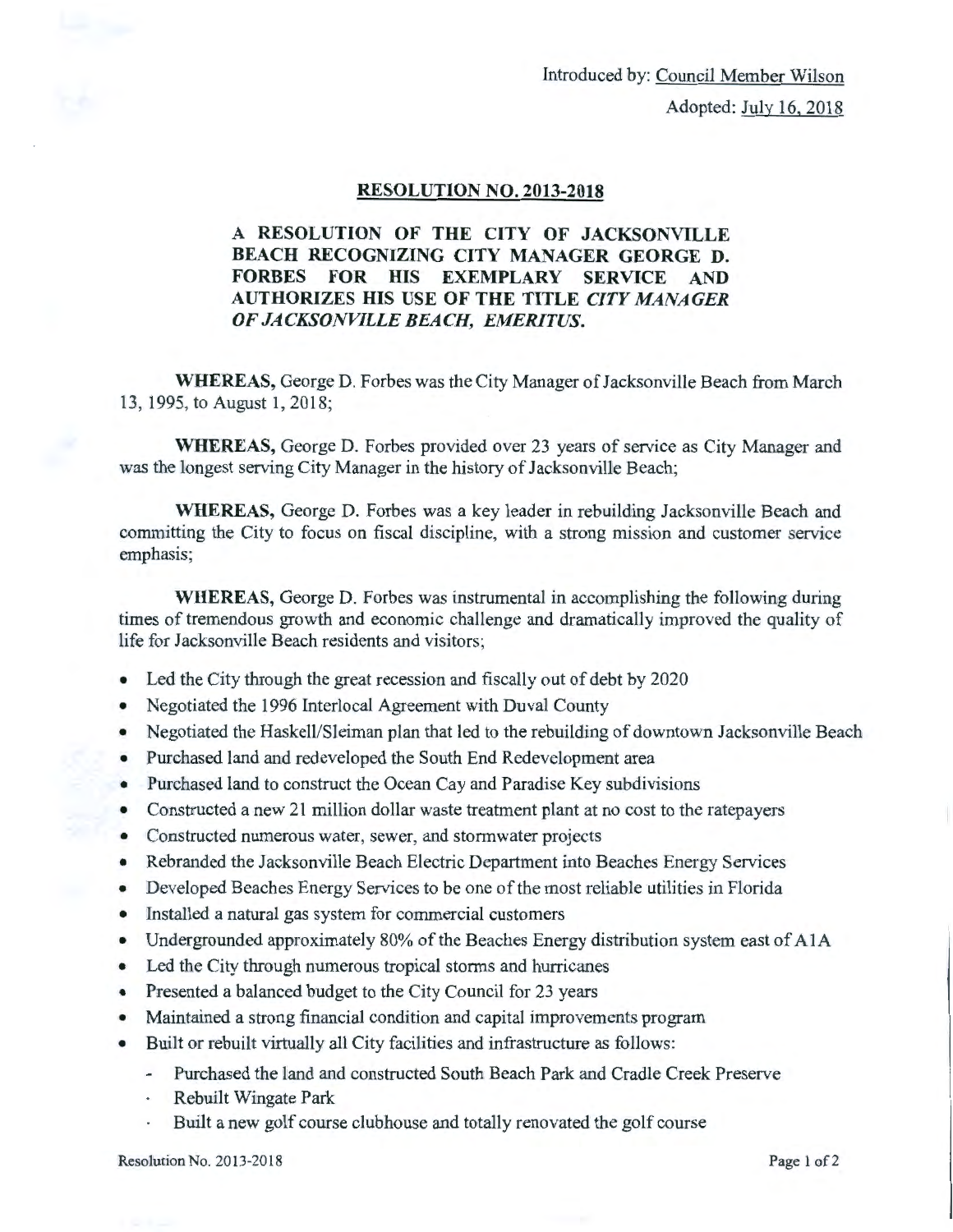Introduced by: Council Member Wilson

Adopted: July 16, 2018

## RESOLUTION NO. 2013-2018

**A RESOLUTION OF THE CITY OF JACKSONVILLE BEACH RECOGNIZING CITY MANAGER GEORGE D. FORBES FOR HIS EXEMPLARY SERVICE AND AUTHORIZES HIS USE OF THE TITLE *CITY MANAGER OF JACKSONVILLE BEACH, EMERITUS.***

**WHEREAS,** George D. Forbes was the City Manager of Jacksonville Beach from March 13, 1995, to August 1, 2018;

**WHEREAS,** George D. Forbes provided over 23 years of service as City Manager and was the longest serving City Manager in the history of Jacksonville Beach;

**WHEREAS,** George D. Forbes was a key leader in rebuilding Jacksonville Beach and committing the City to focus on fiscal discipline, with a strong mission and customer service emphasis;

**WHEREAS,** George D. Forbes was instrumental in accomplishing the following during times of tremendous growth and economic challenge and dramatically improved the quality of life for Jacksonville Beach residents and visitors;

- Led the City through the great recession and fiscally out of debt by 2020
- Negotiated the 1996 Interlocal Agreement with Duval County
- Negotiated the Haskell/Sleiman plan that led to the rebuilding of downtown Jacksonville Beach
- Purchased land and redeveloped the South End Redevelopment area
- Purchased land to construct the Ocean Cay and Paradise Key subdivisions
- Constructed a new 21 million dollar waste treatment plant at no cost to the ratepayers
- Constructed numerous water, sewer, and stormwater projects
- Rebranded the Jacksonville Beach Electric Department into Beaches Energy Services
- Developed Beaches Energy Services to be one of the most reliable utilities in Florida
- Installed a natural gas system for commercial customers
- Undergrounded approximately 80% of the Beaches Energy distribution system east of A1A
- Led the City through numerous tropical storms and hurricanes
- Presented a balanced budget to the City Council for 23 years
- Maintained a strong financial condition and capital improvements program
- Built or rebuilt virtually all City facilities and infrastructure as follows:
  - Purchased the land and constructed South Beach Park and Cradle Creek Preserve
  - Rebuilt Wingate Park
  - Built a new golf course clubhouse and totally renovated the golf course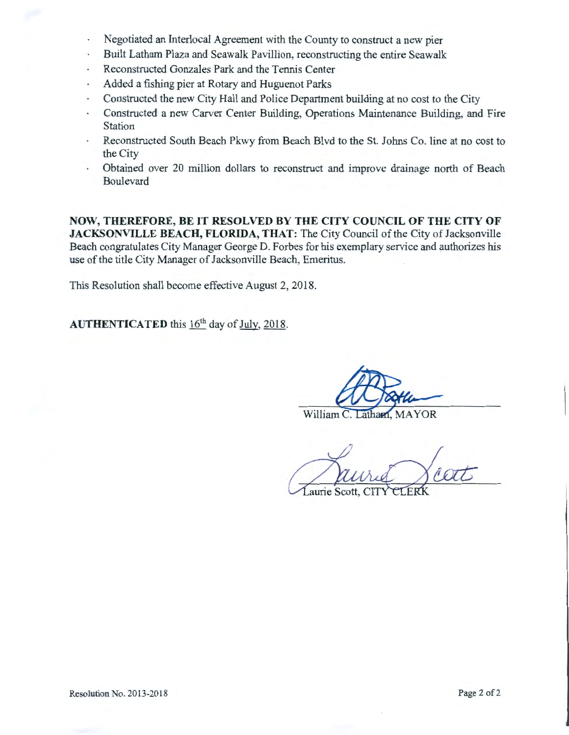- Negotiated an Interlocal Agreement with the County to construct a new pier
- Built Latham Plaza and Seawalk Pavillion, reconstructing the entire Seawalk
- Reconstructed Gonzales Park and the Tennis Center
- Added a fishing pier at Rotary and Huguenot Parks
- Constructed the new City Hall and Police Department building at no cost to the City
- Constructed a new Carver Center Building, Operations Maintenance Building, and Fire Station
- Reconstructed South Beach Pkwy from Beach Blvd to the St. Johns Co. line at no cost to the City
- Obtained over 20 million dollars to reconstruct and improve drainage north of Beach Boulevard

**NOW, THEREFORE, BE IT RESOLVED BY THE CITY COUNCIL OF THE CITY OF JACKSONVILLE BEACH, FLORIDA, THAT:** The City Council of the City of Jacksonville Beach congratulates City Manager George D. Forbes for his exemplary service and authorizes his use of the title City Manager of Jacksonville Beach, Emeritus.

This Resolution shall become effective August 2, 2018.

**AUTHENTICATED** this 16th day of July, 2018.

William C. Latham, MAYOR

Laurie Scott, CITY CLERK

Resolution No. 2013-2018